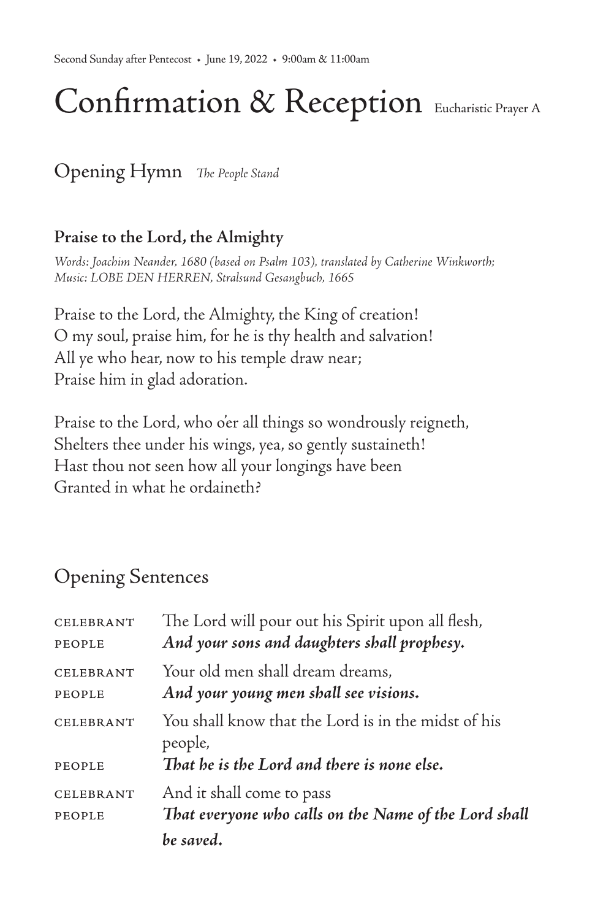Second Sunday after Pentecost • June 19, 2022 • 9:00am & 11:00am

# Confirmation & Reception

Eucharistic Prayer A

## Opening Hymn *The People Stand*

### Praise to the Lord, the Almighty

*Words: Joachim Neander, 1680 (based on Psalm 103), translated by Catherine Winkworth; Music: LOBE DEN HERREN, Stralsund Gesangbuch, 1665*

Praise to the Lord, the Almighty, the King of creation!
O my soul, praise him, for he is thy health and salvation!
All ye who hear, now to his temple draw near;
Praise him in glad adoration.

Praise to the Lord, who o'er all things so wondrously reigneth,
Shelters thee under his wings, yea, so gently sustaineth!
Hast thou not seen how all your longings have been
Granted in what he ordaineth?

## Opening Sentences

| | |
|---|---|
| CELEBRANT | The Lord will pour out his Spirit upon all flesh, |
| PEOPLE | ***And your sons and daughters shall prophesy.*** |
| CELEBRANT | Your old men shall dream dreams, |
| PEOPLE | ***And your young men shall see visions.*** |
| CELEBRANT | You shall know that the Lord is in the midst of his people, |
| PEOPLE | ***That he is the Lord and there is none else.*** |
| CELEBRANT | And it shall come to pass |
| PEOPLE | ***That everyone who calls on the Name of the Lord shall be saved.*** |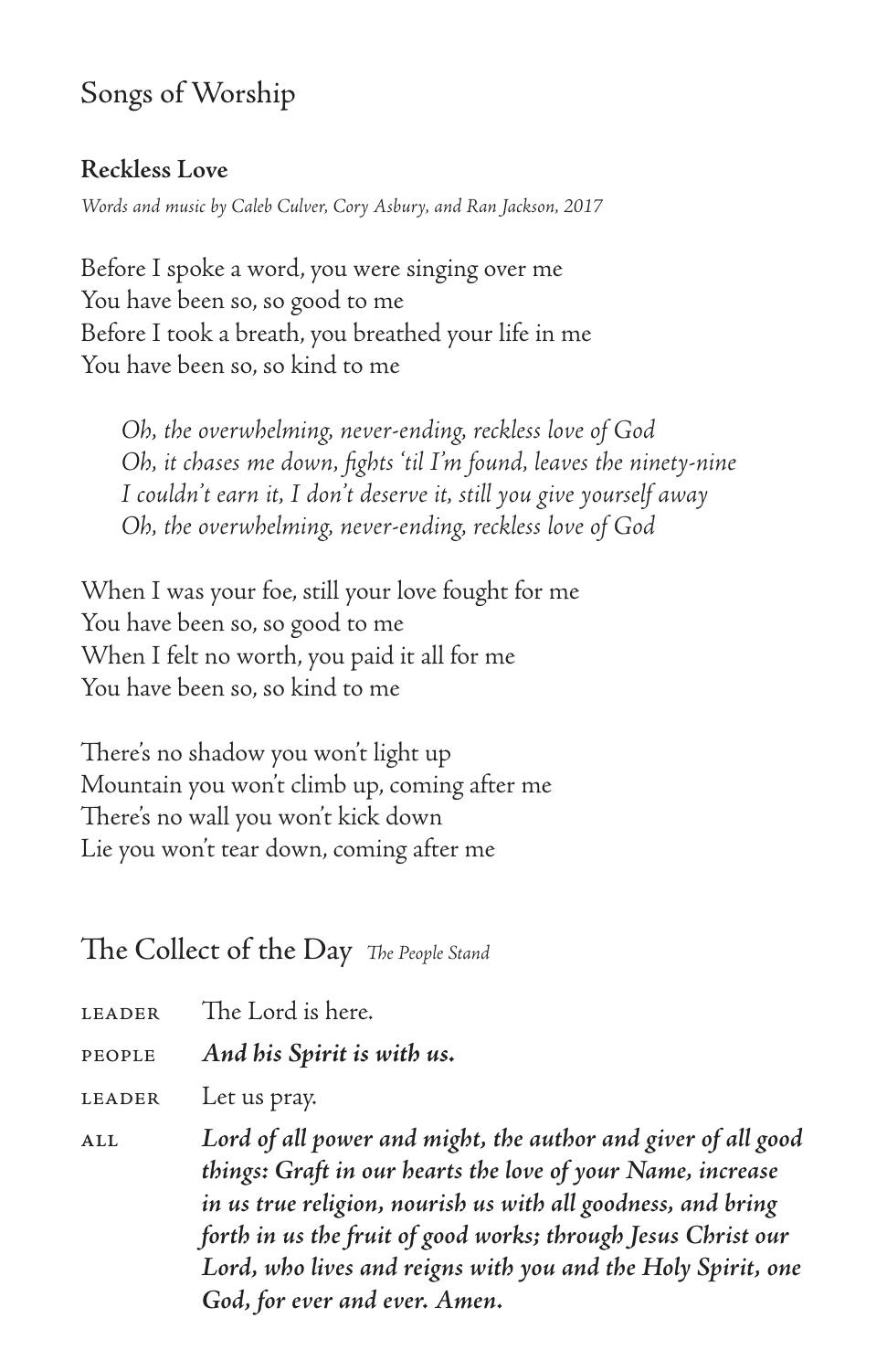## Songs of Worship

**Reckless Love**

*Words and music by Caleb Culver, Cory Asbury, and Ran Jackson, 2017*

Before I spoke a word, you were singing over me
You have been so, so good to me
Before I took a breath, you breathed your life in me
You have been so, so kind to me

*Oh, the overwhelming, never-ending, reckless love of God*
*Oh, it chases me down, fights 'til I'm found, leaves the ninety-nine*
*I couldn't earn it, I don't deserve it, still you give yourself away*
*Oh, the overwhelming, never-ending, reckless love of God*

When I was your foe, still your love fought for me
You have been so, so good to me
When I felt no worth, you paid it all for me
You have been so, so kind to me

There's no shadow you won't light up
Mountain you won't climb up, coming after me
There's no wall you won't kick down
Lie you won't tear down, coming after me

## The Collect of the Day *The People Stand*

LEADER The Lord is here.

PEOPLE ***And his Spirit is with us.***

LEADER Let us pray.

ALL ***Lord of all power and might, the author and giver of all good things: Graft in our hearts the love of your Name, increase in us true religion, nourish us with all goodness, and bring forth in us the fruit of good works; through Jesus Christ our Lord, who lives and reigns with you and the Holy Spirit, one God, for ever and ever. Amen.***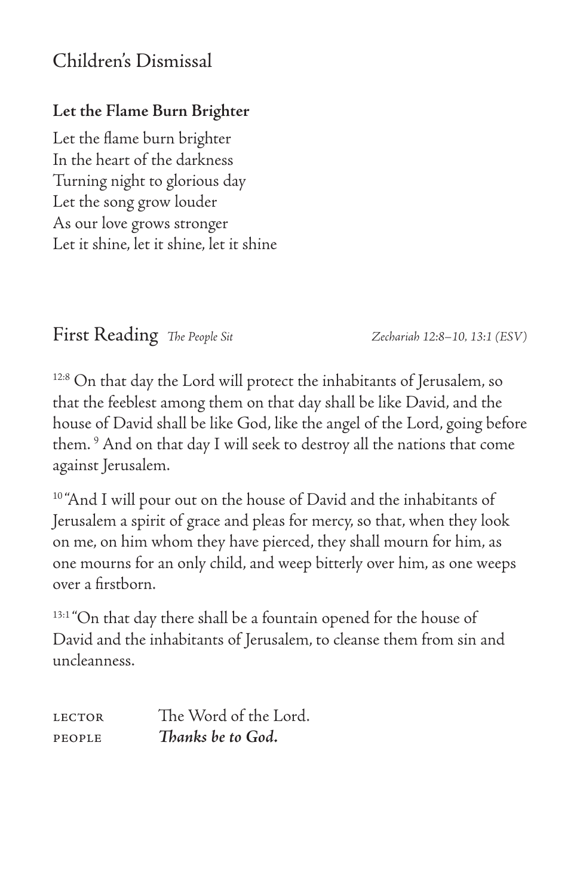## Children's Dismissal

**Let the Flame Burn Brighter**

Let the flame burn brighter  
In the heart of the darkness  
Turning night to glorious day  
Let the song grow louder  
As our love grows stronger  
Let it shine, let it shine, let it shine

## First Reading *The People Sit* *Zechariah 12:8–10, 13:1 (ESV)*

[12:8] On that day the Lord will protect the inhabitants of Jerusalem, so that the feeblest among them on that day shall be like David, and the house of David shall be like God, like the angel of the Lord, going before them. [9] And on that day I will seek to destroy all the nations that come against Jerusalem.

[10] "And I will pour out on the house of David and the inhabitants of Jerusalem a spirit of grace and pleas for mercy, so that, when they look on me, on him whom they have pierced, they shall mourn for him, as one mourns for an only child, and weep bitterly over him, as one weeps over a firstborn.

[13:1] "On that day there shall be a fountain opened for the house of David and the inhabitants of Jerusalem, to cleanse them from sin and uncleanness.

LECTOR The Word of the Lord.  
PEOPLE ***Thanks be to God.***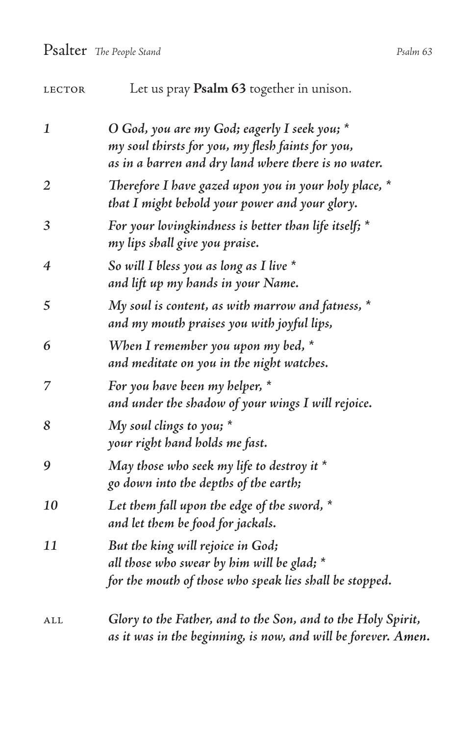## Psalter *The People Stand*

LECTOR Let us pray **Psalm 63** together in unison.

*1* *O God, you are my God; eagerly I seek you; *
*my soul thirsts for you, my flesh faints for you,*
*as in a barren and dry land where there is no water.*

*2* *Therefore I have gazed upon you in your holy place, *
*that I might behold your power and your glory.*

*3* *For your lovingkindness is better than life itself; *
*my lips shall give you praise.*

*4* *So will I bless you as long as I live *
*and lift up my hands in your Name.*

*5* *My soul is content, as with marrow and fatness, *
*and my mouth praises you with joyful lips,*

*6* *When I remember you upon my bed, *
*and meditate on you in the night watches.*

*7* *For you have been my helper, *
*and under the shadow of your wings I will rejoice.*

*8* *My soul clings to you; *
*your right hand holds me fast.*

*9* *May those who seek my life to destroy it *
*go down into the depths of the earth;*

*10* *Let them fall upon the edge of the sword, *
*and let them be food for jackals.*

*11* *But the king will rejoice in God;*
*all those who swear by him will be glad; *
*for the mouth of those who speak lies shall be stopped.*

ALL *Glory to the Father, and to the Son, and to the Holy Spirit,*
*as it was in the beginning, is now, and will be forever. Amen.*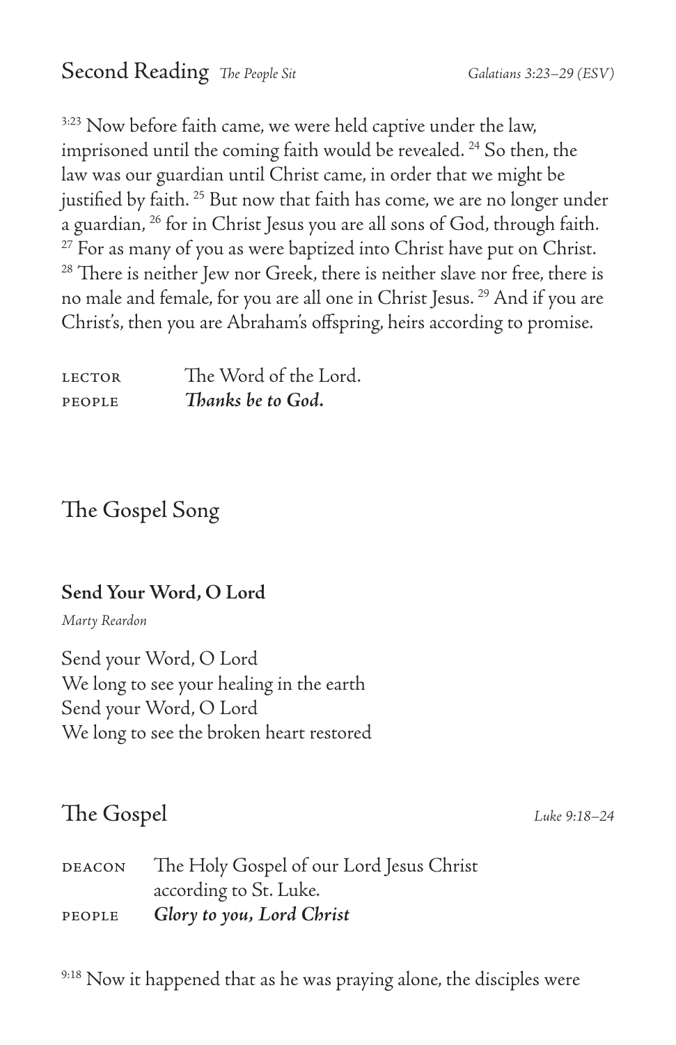## Second Reading *The People Sit* *Galatians 3:23–29 (ESV)*

[3:23] Now before faith came, we were held captive under the law, imprisoned until the coming faith would be revealed. [24] So then, the law was our guardian until Christ came, in order that we might be justified by faith. [25] But now that faith has come, we are no longer under a guardian, [26] for in Christ Jesus you are all sons of God, through faith. [27] For as many of you as were baptized into Christ have put on Christ. [28] There is neither Jew nor Greek, there is neither slave nor free, there is no male and female, for you are all one in Christ Jesus. [29] And if you are Christ's, then you are Abraham's offspring, heirs according to promise.

LECTOR The Word of the Lord.
PEOPLE ***Thanks be to God.***

## The Gospel Song

**Send Your Word, O Lord**

*Marty Reardon*

Send your Word, O Lord
We long to see your healing in the earth
Send your Word, O Lord
We long to see the broken heart restored

## The Gospel *Luke 9:18–24*

DEACON The Holy Gospel of our Lord Jesus Christ according to St. Luke.
PEOPLE ***Glory to you, Lord Christ***

[9:18] Now it happened that as he was praying alone, the disciples were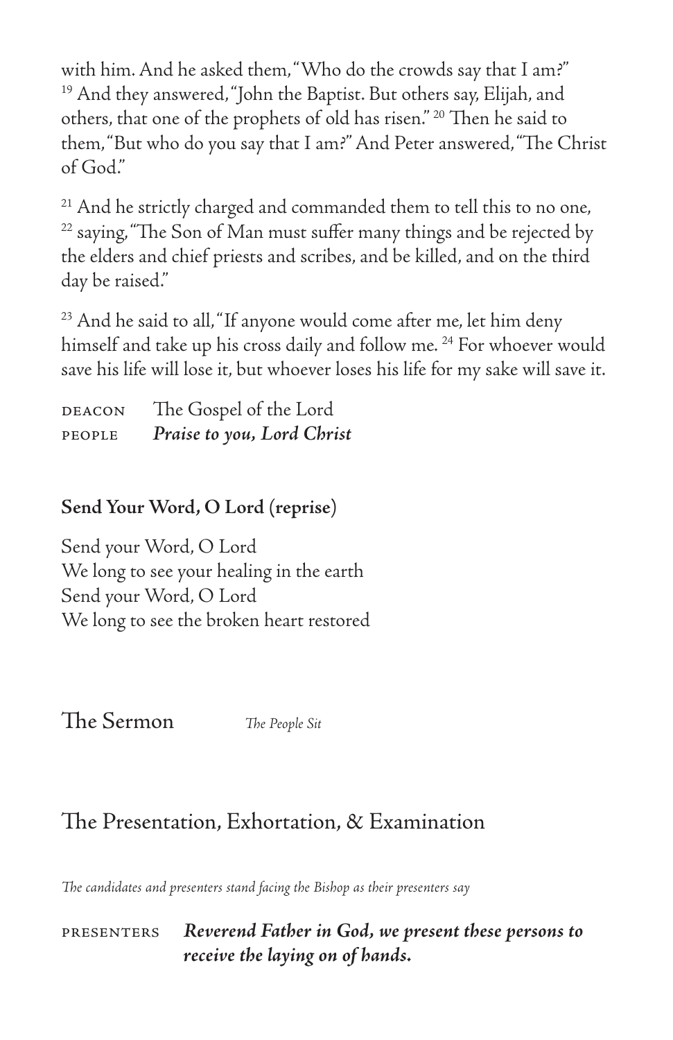with him. And he asked them, "Who do the crowds say that I am?" [19] And they answered, "John the Baptist. But others say, Elijah, and others, that one of the prophets of old has risen." [20] Then he said to them, "But who do you say that I am?" And Peter answered, "The Christ of God."

[21] And he strictly charged and commanded them to tell this to no one, [22] saying, "The Son of Man must suffer many things and be rejected by the elders and chief priests and scribes, and be killed, and on the third day be raised."

[23] And he said to all, "If anyone would come after me, let him deny himself and take up his cross daily and follow me. [24] For whoever would save his life will lose it, but whoever loses his life for my sake will save it.

DEACON The Gospel of the Lord
PEOPLE ***Praise to you, Lord Christ***

**Send Your Word, O Lord (reprise)**

Send your Word, O Lord
We long to see your healing in the earth
Send your Word, O Lord
We long to see the broken heart restored

## The Sermon *The People Sit*

## The Presentation, Exhortation, & Examination

*The candidates and presenters stand facing the Bishop as their presenters say*

PRESENTERS ***Reverend Father in God, we present these persons to receive the laying on of hands.***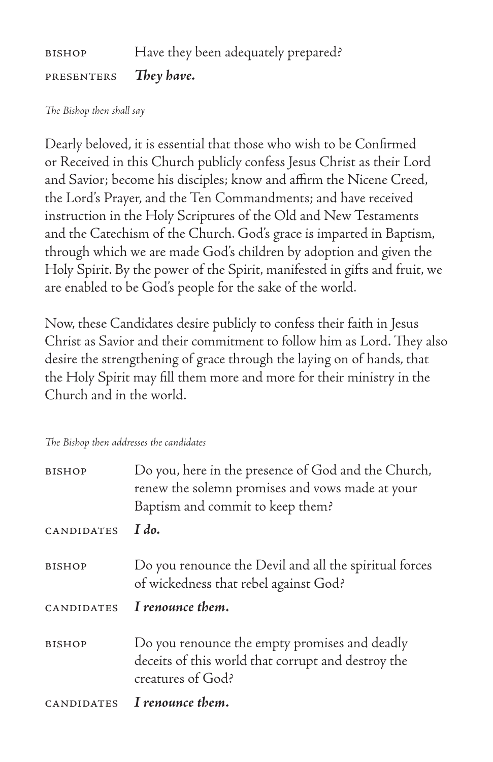BISHOP Have they been adequately prepared?

PRESENTERS ***They have.***

*The Bishop then shall say*

Dearly beloved, it is essential that those who wish to be Confirmed or Received in this Church publicly confess Jesus Christ as their Lord and Savior; become his disciples; know and affirm the Nicene Creed, the Lord's Prayer, and the Ten Commandments; and have received instruction in the Holy Scriptures of the Old and New Testaments and the Catechism of the Church. God's grace is imparted in Baptism, through which we are made God's children by adoption and given the Holy Spirit. By the power of the Spirit, manifested in gifts and fruit, we are enabled to be God's people for the sake of the world.

Now, these Candidates desire publicly to confess their faith in Jesus Christ as Savior and their commitment to follow him as Lord. They also desire the strengthening of grace through the laying on of hands, that the Holy Spirit may fill them more and more for their ministry in the Church and in the world.

*The Bishop then addresses the candidates*

BISHOP Do you, here in the presence of God and the Church, renew the solemn promises and vows made at your Baptism and commit to keep them?

CANDIDATES ***I do.***

BISHOP Do you renounce the Devil and all the spiritual forces of wickedness that rebel against God?

CANDIDATES ***I renounce them.***

BISHOP Do you renounce the empty promises and deadly deceits of this world that corrupt and destroy the creatures of God?

CANDIDATES ***I renounce them.***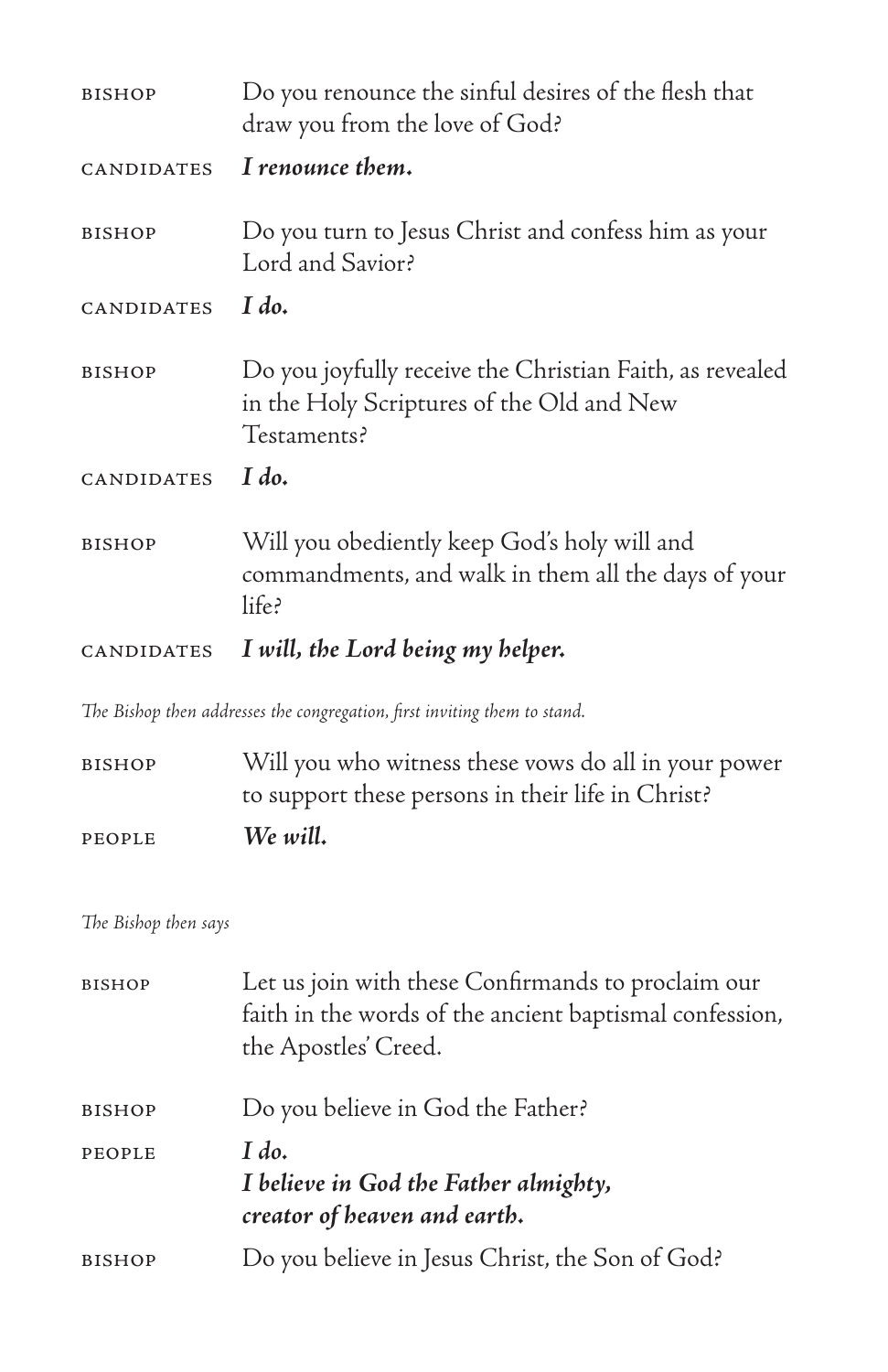BISHOP Do you renounce the sinful desires of the flesh that draw you from the love of God?

CANDIDATES ***I renounce them.***

BISHOP Do you turn to Jesus Christ and confess him as your Lord and Savior?

CANDIDATES ***I do.***

BISHOP Do you joyfully receive the Christian Faith, as revealed in the Holy Scriptures of the Old and New Testaments?

CANDIDATES ***I do.***

BISHOP Will you obediently keep God's holy will and commandments, and walk in them all the days of your life?

CANDIDATES ***I will, the Lord being my helper.***

*The Bishop then addresses the congregation, first inviting them to stand.*

BISHOP Will you who witness these vows do all in your power to support these persons in their life in Christ?

PEOPLE ***We will.***

*The Bishop then says*

BISHOP Let us join with these Confirmands to proclaim our faith in the words of the ancient baptismal confession, the Apostles' Creed.

BISHOP Do you believe in God the Father?

PEOPLE ***I do.***
***I believe in God the Father almighty,***
***creator of heaven and earth.***

BISHOP Do you believe in Jesus Christ, the Son of God?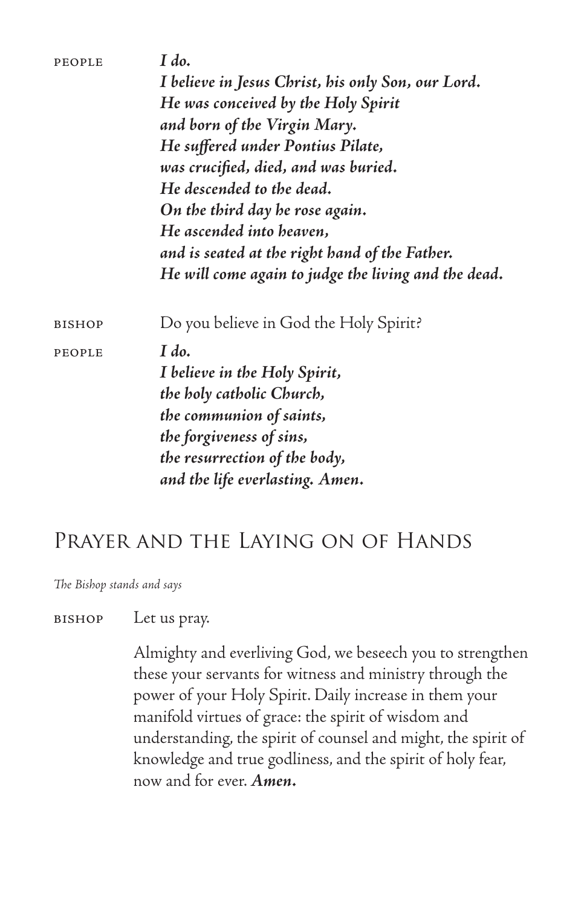PEOPLE ***I do.***
***I believe in Jesus Christ, his only Son, our Lord.***
***He was conceived by the Holy Spirit***
***and born of the Virgin Mary.***
***He suffered under Pontius Pilate,***
***was crucified, died, and was buried.***
***He descended to the dead.***
***On the third day he rose again.***
***He ascended into heaven,***
***and is seated at the right hand of the Father.***
***He will come again to judge the living and the dead.***

BISHOP Do you believe in God the Holy Spirit?

PEOPLE ***I do.***
***I believe in the Holy Spirit,***
***the holy catholic Church,***
***the communion of saints,***
***the forgiveness of sins,***
***the resurrection of the body,***
***and the life everlasting. Amen.***

## Prayer and the Laying on of Hands

*The Bishop stands and says*

BISHOP Let us pray.

Almighty and everliving God, we beseech you to strengthen these your servants for witness and ministry through the power of your Holy Spirit. Daily increase in them your manifold virtues of grace: the spirit of wisdom and understanding, the spirit of counsel and might, the spirit of knowledge and true godliness, and the spirit of holy fear, now and for ever. ***Amen.***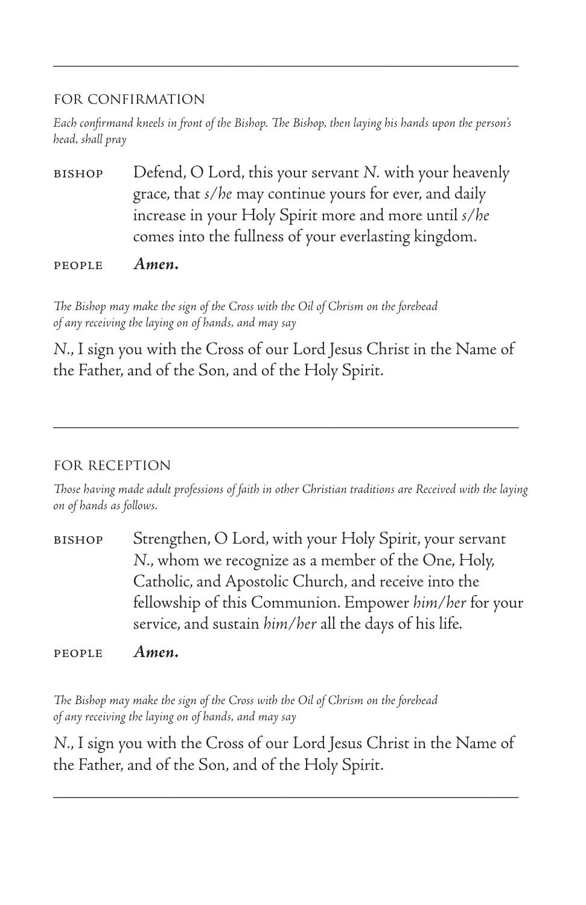---

## FOR CONFIRMATION

*Each confirmand kneels in front of the Bishop. The Bishop, then laying his hands upon the person's head, shall pray*

BISHOP Defend, O Lord, this your servant *N.* with your heavenly grace, that *s/he* may continue yours for ever, and daily increase in your Holy Spirit more and more until *s/he* comes into the fullness of your everlasting kingdom.

PEOPLE ***Amen.***

*The Bishop may make the sign of the Cross with the Oil of Chrism on the forehead of any receiving the laying on of hands, and may say*

*N.*, I sign you with the Cross of our Lord Jesus Christ in the Name of the Father, and of the Son, and of the Holy Spirit.

---

## FOR RECEPTION

*Those having made adult professions of faith in other Christian traditions are Received with the laying on of hands as follows.*

BISHOP Strengthen, O Lord, with your Holy Spirit, your servant *N.*, whom we recognize as a member of the One, Holy, Catholic, and Apostolic Church, and receive into the fellowship of this Communion. Empower *him/her* for your service, and sustain *him/her* all the days of his life.

PEOPLE ***Amen.***

*The Bishop may make the sign of the Cross with the Oil of Chrism on the forehead of any receiving the laying on of hands, and may say*

*N.*, I sign you with the Cross of our Lord Jesus Christ in the Name of the Father, and of the Son, and of the Holy Spirit.

---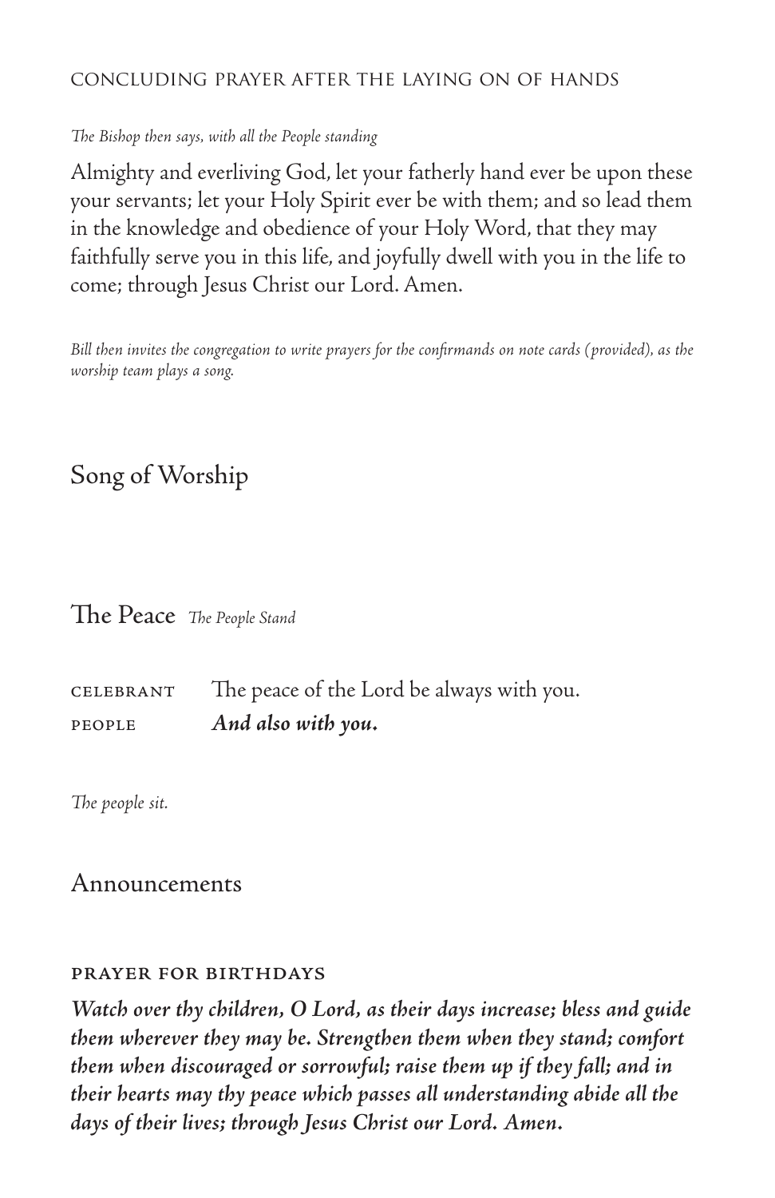### Concluding Prayer after the Laying on of Hands

*The Bishop then says, with all the People standing*

Almighty and everliving God, let your fatherly hand ever be upon these your servants; let your Holy Spirit ever be with them; and so lead them in the knowledge and obedience of your Holy Word, that they may faithfully serve you in this life, and joyfully dwell with you in the life to come; through Jesus Christ our Lord. Amen.

*Bill then invites the congregation to write prayers for the confirmands on note cards (provided), as the worship team plays a song.*

## Song of Worship

## The Peace *The People Stand*

| | |
|---|---|
| CELEBRANT | The peace of the Lord be always with you. |
| PEOPLE | ***And also with you.*** |

*The people sit.*

## Announcements

### Prayer for Birthdays

***Watch over thy children, O Lord, as their days increase; bless and guide them wherever they may be. Strengthen them when they stand; comfort them when discouraged or sorrowful; raise them up if they fall; and in their hearts may thy peace which passes all understanding abide all the days of their lives; through Jesus Christ our Lord. Amen.***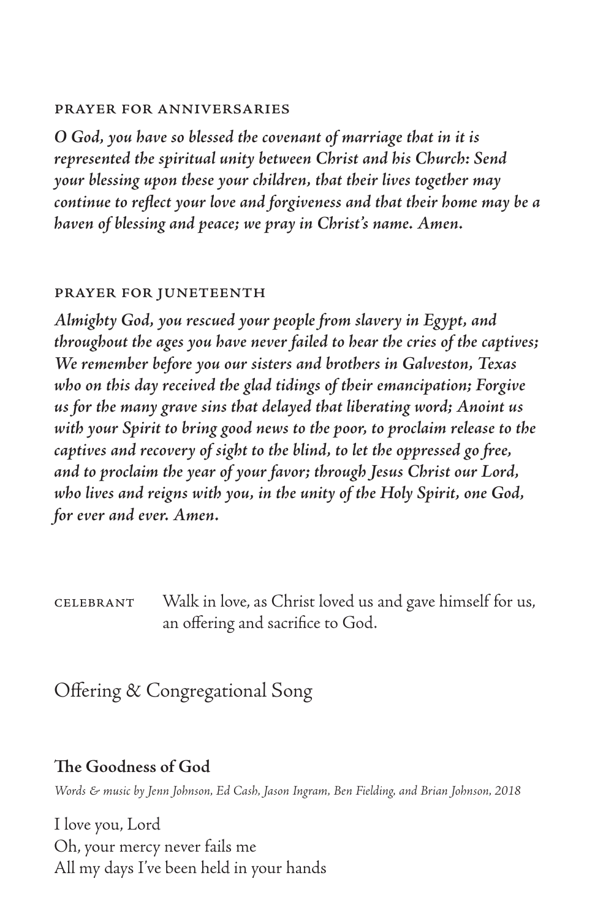PRAYER FOR ANNIVERSARIES

***O God, you have so blessed the covenant of marriage that in it is represented the spiritual unity between Christ and his Church: Send your blessing upon these your children, that their lives together may continue to reflect your love and forgiveness and that their home may be a haven of blessing and peace; we pray in Christ's name. Amen.***

PRAYER FOR JUNETEENTH

***Almighty God, you rescued your people from slavery in Egypt, and throughout the ages you have never failed to hear the cries of the captives; We remember before you our sisters and brothers in Galveston, Texas who on this day received the glad tidings of their emancipation; Forgive us for the many grave sins that delayed that liberating word; Anoint us with your Spirit to bring good news to the poor, to proclaim release to the captives and recovery of sight to the blind, to let the oppressed go free, and to proclaim the year of your favor; through Jesus Christ our Lord, who lives and reigns with you, in the unity of the Holy Spirit, one God, for ever and ever. Amen.***

CELEBRANT Walk in love, as Christ loved us and gave himself for us, an offering and sacrifice to God.

## Offering & Congregational Song

**The Goodness of God**

*Words & music by Jenn Johnson, Ed Cash, Jason Ingram, Ben Fielding, and Brian Johnson, 2018*

I love you, Lord
Oh, your mercy never fails me
All my days I've been held in your hands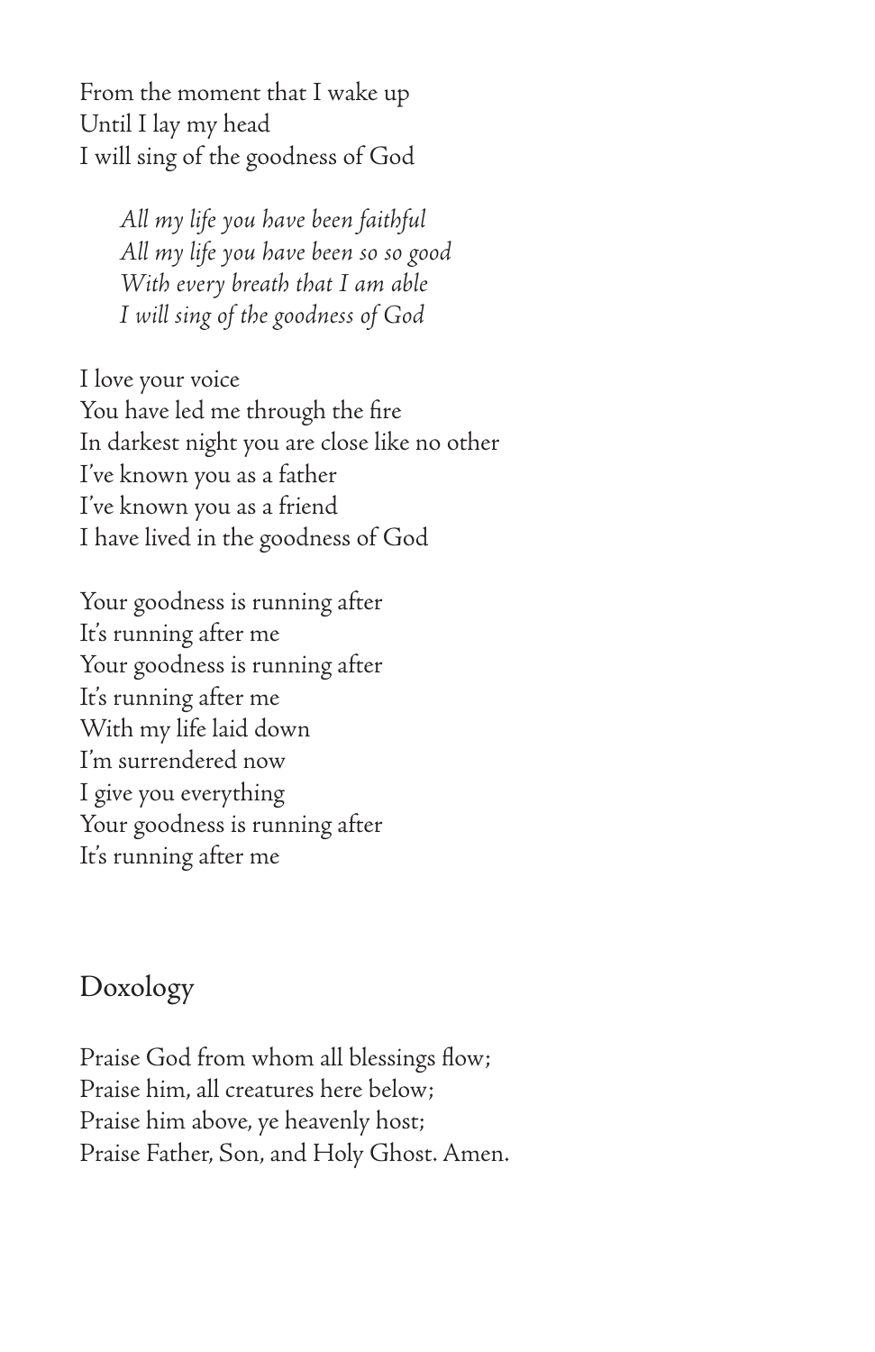From the moment that I wake up  
Until I lay my head  
I will sing of the goodness of God

> *All my life you have been faithful*  
> *All my life you have been so so good*  
> *With every breath that I am able*  
> *I will sing of the goodness of God*

I love your voice  
You have led me through the fire  
In darkest night you are close like no other  
I've known you as a father  
I've known you as a friend  
I have lived in the goodness of God

Your goodness is running after  
It's running after me  
Your goodness is running after  
It's running after me  
With my life laid down  
I'm surrendered now  
I give you everything  
Your goodness is running after  
It's running after me

## Doxology

Praise God from whom all blessings flow;  
Praise him, all creatures here below;  
Praise him above, ye heavenly host;  
Praise Father, Son, and Holy Ghost. Amen.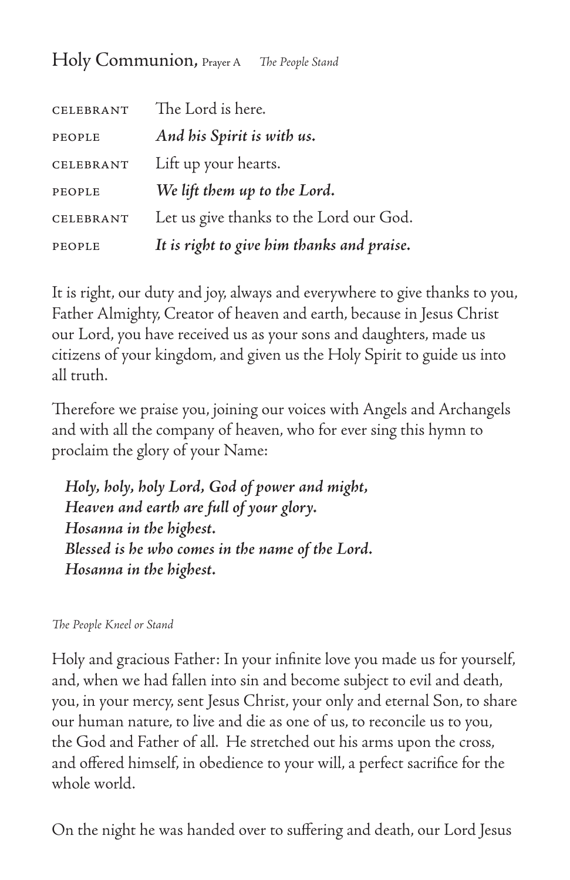## Holy Communion, Prayer A *The People Stand*

| | |
|---|---|
| CELEBRANT | The Lord is here. |
| PEOPLE | ***And his Spirit is with us.*** |
| CELEBRANT | Lift up your hearts. |
| PEOPLE | ***We lift them up to the Lord.*** |
| CELEBRANT | Let us give thanks to the Lord our God. |
| PEOPLE | ***It is right to give him thanks and praise.*** |

It is right, our duty and joy, always and everywhere to give thanks to you, Father Almighty, Creator of heaven and earth, because in Jesus Christ our Lord, you have received us as your sons and daughters, made us citizens of your kingdom, and given us the Holy Spirit to guide us into all truth.

Therefore we praise you, joining our voices with Angels and Archangels and with all the company of heaven, who for ever sing this hymn to proclaim the glory of your Name:

***Holy, holy, holy Lord, God of power and might,***
***Heaven and earth are full of your glory.***
***Hosanna in the highest.***
***Blessed is he who comes in the name of the Lord.***
***Hosanna in the highest.***

*The People Kneel or Stand*

Holy and gracious Father: In your infinite love you made us for yourself, and, when we had fallen into sin and become subject to evil and death, you, in your mercy, sent Jesus Christ, your only and eternal Son, to share our human nature, to live and die as one of us, to reconcile us to you, the God and Father of all. He stretched out his arms upon the cross, and offered himself, in obedience to your will, a perfect sacrifice for the whole world.

On the night he was handed over to suffering and death, our Lord Jesus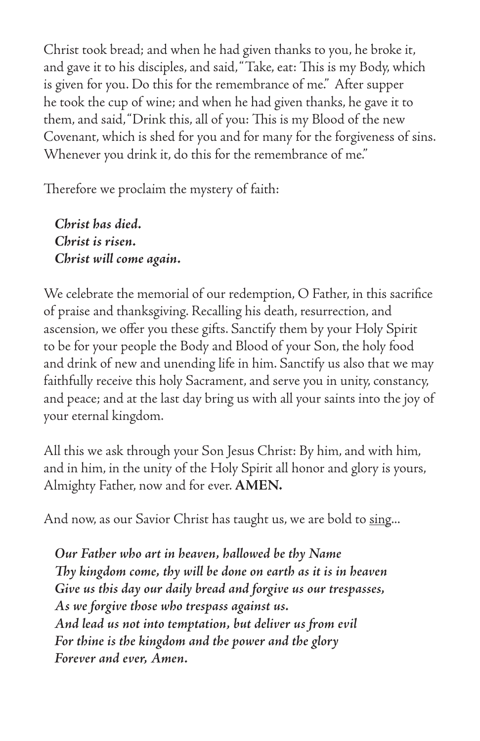Christ took bread; and when he had given thanks to you, he broke it, and gave it to his disciples, and said, "Take, eat: This is my Body, which is given for you. Do this for the remembrance of me." After supper he took the cup of wine; and when he had given thanks, he gave it to them, and said, "Drink this, all of you: This is my Blood of the new Covenant, which is shed for you and for many for the forgiveness of sins. Whenever you drink it, do this for the remembrance of me."

Therefore we proclaim the mystery of faith:

***Christ has died.***
***Christ is risen.***
***Christ will come again.***

We celebrate the memorial of our redemption, O Father, in this sacrifice of praise and thanksgiving. Recalling his death, resurrection, and ascension, we offer you these gifts. Sanctify them by your Holy Spirit to be for your people the Body and Blood of your Son, the holy food and drink of new and unending life in him. Sanctify us also that we may faithfully receive this holy Sacrament, and serve you in unity, constancy, and peace; and at the last day bring us with all your saints into the joy of your eternal kingdom.

All this we ask through your Son Jesus Christ: By him, and with him, and in him, in the unity of the Holy Spirit all honor and glory is yours, Almighty Father, now and for ever. **AMEN.**

And now, as our Savior Christ has taught us, we are bold to <u>sing</u>...

***Our Father who art in heaven, hallowed be thy Name***
***Thy kingdom come, thy will be done on earth as it is in heaven***
***Give us this day our daily bread and forgive us our trespasses,***
***As we forgive those who trespass against us.***
***And lead us not into temptation, but deliver us from evil***
***For thine is the kingdom and the power and the glory***
***Forever and ever, Amen.***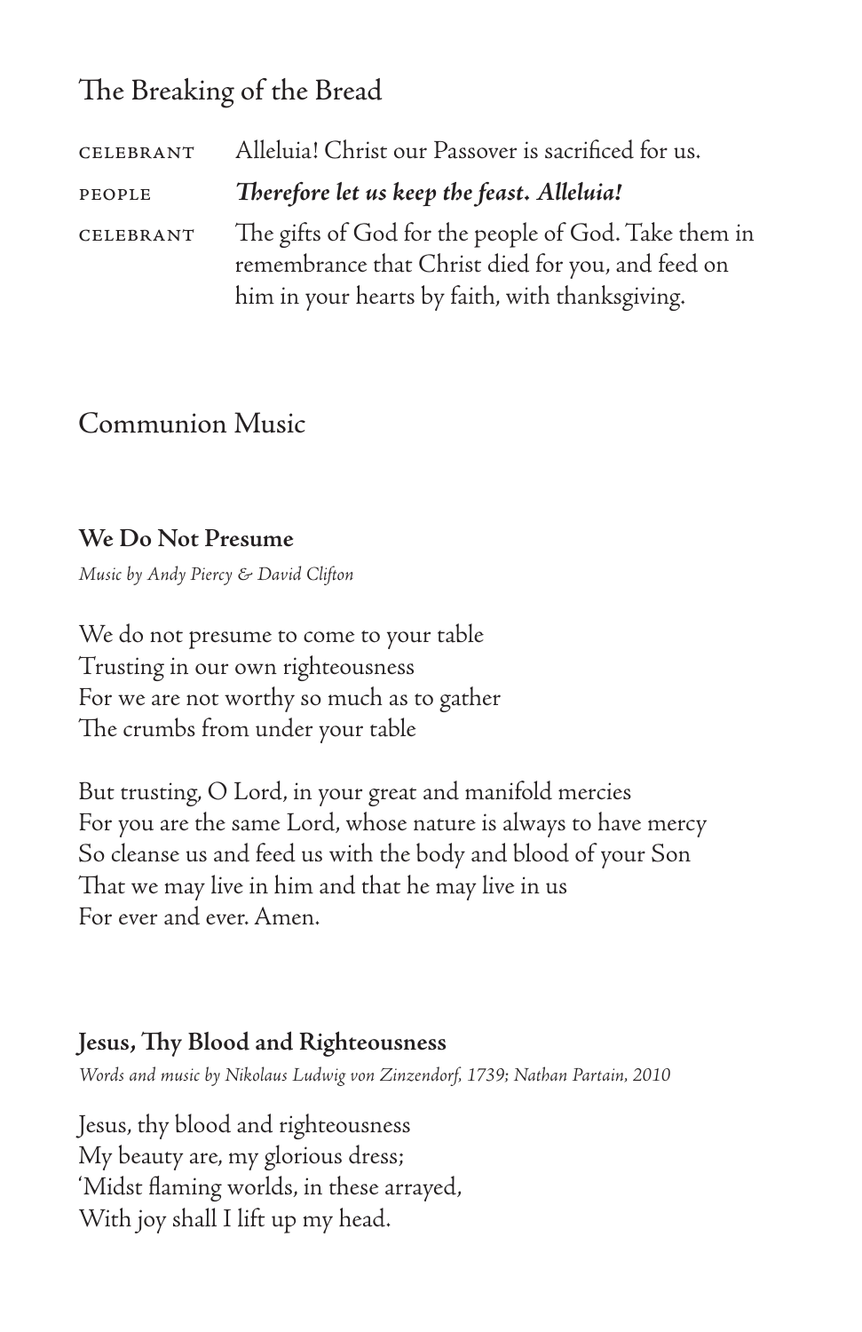## The Breaking of the Bread

CELEBRANT Alleluia! Christ our Passover is sacrificed for us.

PEOPLE ***Therefore let us keep the feast. Alleluia!***

CELEBRANT The gifts of God for the people of God. Take them in remembrance that Christ died for you, and feed on him in your hearts by faith, with thanksgiving.

## Communion Music

**We Do Not Presume**

*Music by Andy Piercy & David Clifton*

We do not presume to come to your table
Trusting in our own righteousness
For we are not worthy so much as to gather
The crumbs from under your table

But trusting, O Lord, in your great and manifold mercies
For you are the same Lord, whose nature is always to have mercy
So cleanse us and feed us with the body and blood of your Son
That we may live in him and that he may live in us
For ever and ever. Amen.

**Jesus, Thy Blood and Righteousness**

*Words and music by Nikolaus Ludwig von Zinzendorf, 1739; Nathan Partain, 2010*

Jesus, thy blood and righteousness
My beauty are, my glorious dress;
'Midst flaming worlds, in these arrayed,
With joy shall I lift up my head.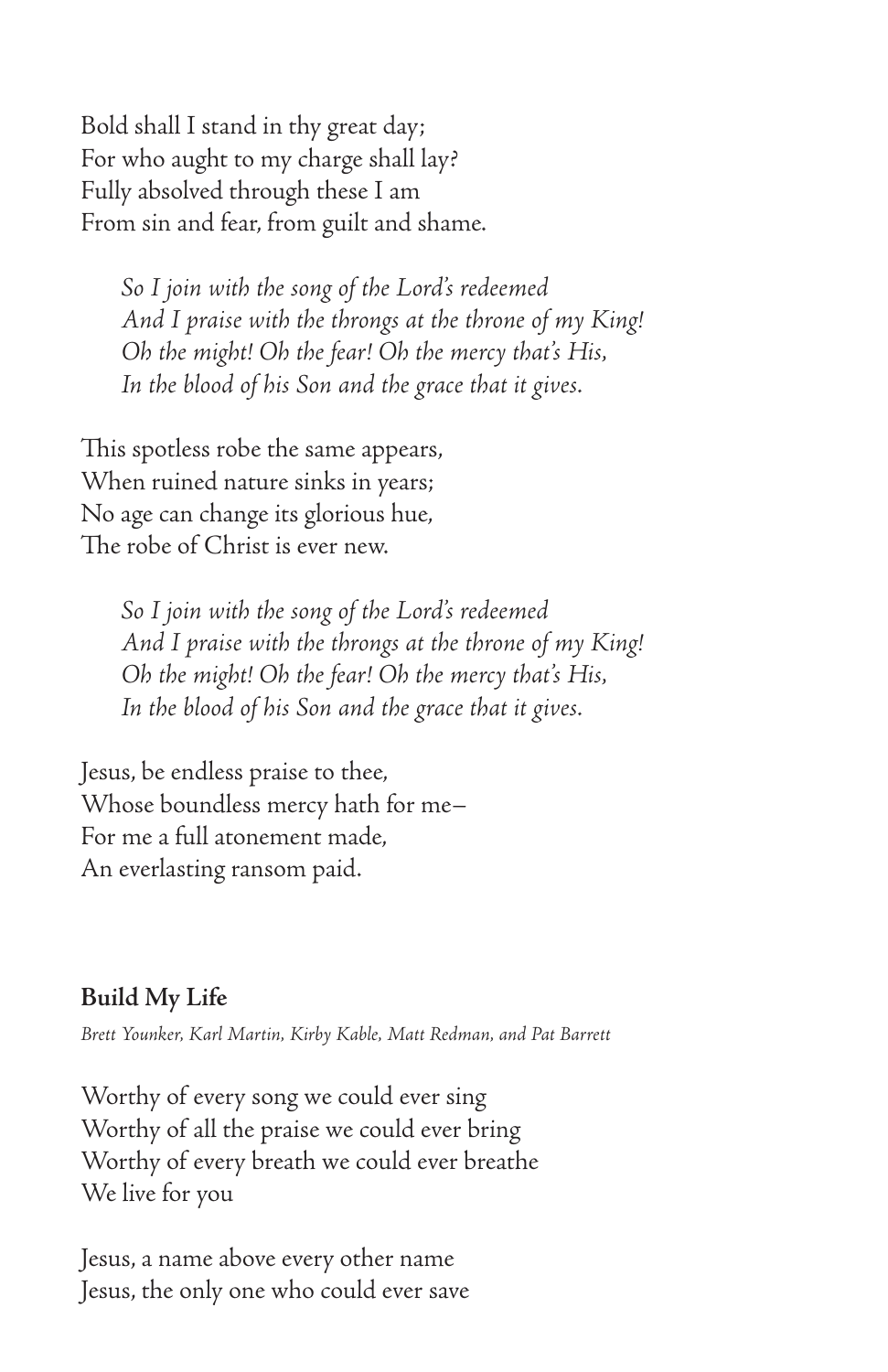Bold shall I stand in thy great day;
For who aught to my charge shall lay?
Fully absolved through these I am
From sin and fear, from guilt and shame.

*So I join with the song of the Lord's redeemed*
*And I praise with the throngs at the throne of my King!*
*Oh the might! Oh the fear! Oh the mercy that's His,*
*In the blood of his Son and the grace that it gives.*

This spotless robe the same appears,
When ruined nature sinks in years;
No age can change its glorious hue,
The robe of Christ is ever new.

*So I join with the song of the Lord's redeemed*
*And I praise with the throngs at the throne of my King!*
*Oh the might! Oh the fear! Oh the mercy that's His,*
*In the blood of his Son and the grace that it gives.*

Jesus, be endless praise to thee,
Whose boundless mercy hath for me–
For me a full atonement made,
An everlasting ransom paid.

**Build My Life**

*Brett Younker, Karl Martin, Kirby Kable, Matt Redman, and Pat Barrett*

Worthy of every song we could ever sing
Worthy of all the praise we could ever bring
Worthy of every breath we could ever breathe
We live for you

Jesus, a name above every other name
Jesus, the only one who could ever save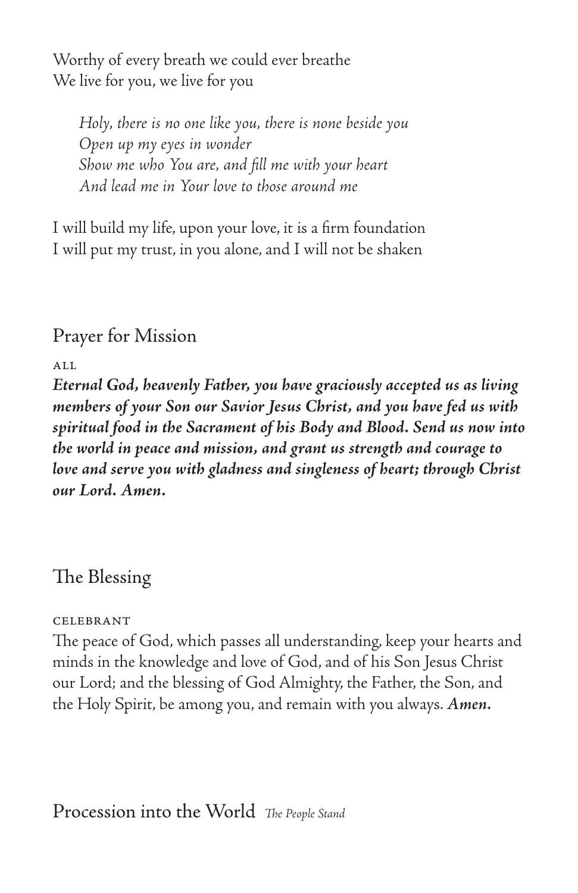Worthy of every breath we could ever breathe
We live for you, we live for you

> *Holy, there is no one like you, there is none beside you*
> *Open up my eyes in wonder*
> *Show me who You are, and fill me with your heart*
> *And lead me in Your love to those around me*

I will build my life, upon your love, it is a firm foundation
I will put my trust, in you alone, and I will not be shaken

## Prayer for Mission

ALL

***Eternal God, heavenly Father, you have graciously accepted us as living members of your Son our Savior Jesus Christ, and you have fed us with spiritual food in the Sacrament of his Body and Blood. Send us now into the world in peace and mission, and grant us strength and courage to love and serve you with gladness and singleness of heart; through Christ our Lord. Amen.***

## The Blessing

CELEBRANT

The peace of God, which passes all understanding, keep your hearts and minds in the knowledge and love of God, and of his Son Jesus Christ our Lord; and the blessing of God Almighty, the Father, the Son, and the Holy Spirit, be among you, and remain with you always. ***Amen.***

## Procession into the World *The People Stand*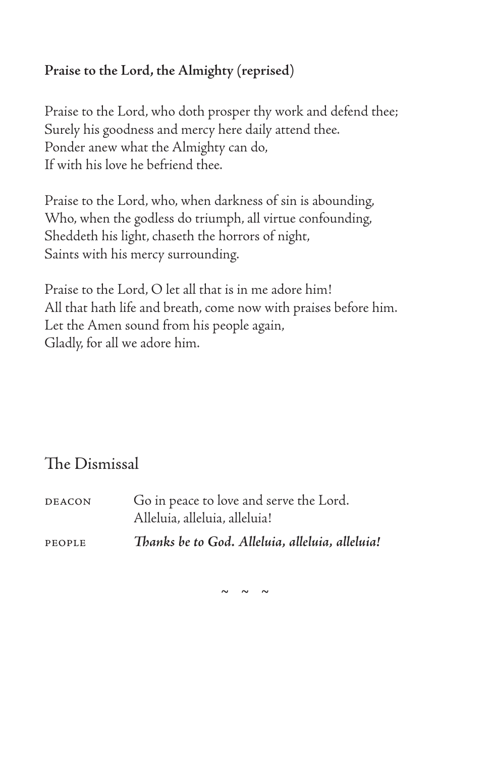**Praise to the Lord, the Almighty (reprised)**

Praise to the Lord, who doth prosper thy work and defend thee;
Surely his goodness and mercy here daily attend thee.
Ponder anew what the Almighty can do,
If with his love he befriend thee.

Praise to the Lord, who, when darkness of sin is abounding,
Who, when the godless do triumph, all virtue confounding,
Sheddeth his light, chaseth the horrors of night,
Saints with his mercy surrounding.

Praise to the Lord, O let all that is in me adore him!
All that hath life and breath, come now with praises before him.
Let the Amen sound from his people again,
Gladly, for all we adore him.

## The Dismissal

DEACON Go in peace to love and serve the Lord.
Alleluia, alleluia, alleluia!

PEOPLE ***Thanks be to God. Alleluia, alleluia, alleluia!***

~ ~ ~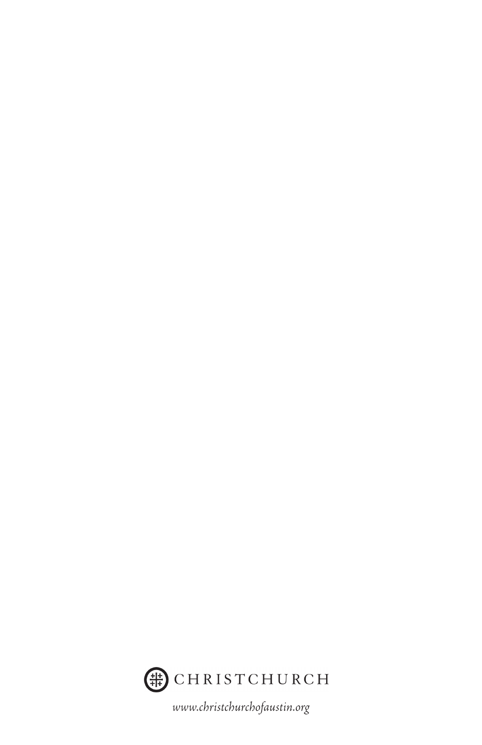CHRISTCHURCH

*www.christchurchofaustin.org*